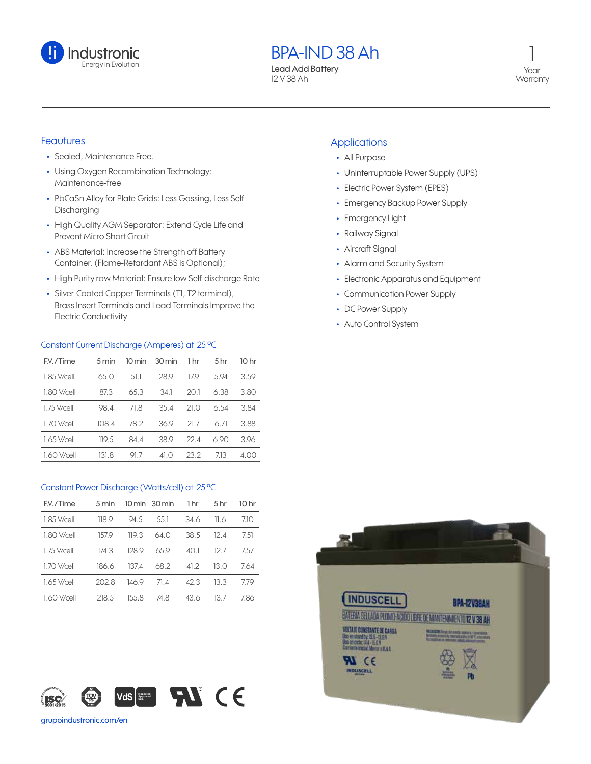Industronic
Energy in Evolution

# BPA-IND 38 Ah

**Lead Acid Battery**
12 V 38 Ah

1 Year Warranty

## Feautures

- Sealed, Maintenance Free.
- Using Oxygen Recombination Technology: Maintenance-free
- PbCaSn Alloy for Plate Grids: Less Gassing, Less Self-Discharging
- High Quality AGM Separator: Extend Cycle Life and Prevent Micro Short Circuit
- ABS Material: Increase the Strength off Battery Container. (Flame-Retardant ABS is Optional);
- High Purity raw Material: Ensure low Self-discharge Rate
- Silver-Coated Copper Terminals (T1, T2 terminal), Brass Insert Terminals and Lead Terminals Improve the Electric Conductivity

## Applications

- All Purpose
- Uninterruptable Power Supply (UPS)
- Electric Power System (EPES)
- Emergency Backup Power Supply
- Emergency Light
- Railway Signal
- Aircraft Signal
- Alarm and Security System
- Electronic Apparatus and Equipment
- Communication Power Supply
- DC Power Supply
- Auto Control System

## Constant Current Discharge (Amperes) at 25 °C

| F.V./Time | 5 min | 10 min | 30 min | 1 hr | 5 hr | 10 hr |
|---|---|---|---|---|---|---|
| 1.85 V/cell | 65.0 | 51.1 | 28.9 | 17.9 | 5.94 | 3.59 |
| 1.80 V/cell | 87.3 | 65.3 | 34.1 | 20.1 | 6.38 | 3.80 |
| 1.75 V/cell | 98.4 | 71.8 | 35.4 | 21.0 | 6.54 | 3.84 |
| 1.70 V/cell | 108.4 | 78.2 | 36.9 | 21.7 | 6.71 | 3.88 |
| 1.65 V/cell | 119.5 | 84.4 | 38.9 | 22.4 | 6.90 | 3.96 |
| 1.60 V/cell | 131.8 | 91.7 | 41.0 | 23.2 | 7.13 | 4.00 |

## Constant Power Discharge (Watts/cell) at 25 °C

| F.V./Time | 5 min | 10 min | 30 min | 1 hr | 5 hr | 10 hr |
|---|---|---|---|---|---|---|
| 1.85 V/cell | 118.9 | 94.5 | 55.1 | 34.6 | 11.6 | 7.10 |
| 1.80 V/cell | 157.9 | 119.3 | 64.0 | 38.5 | 12.4 | 7.51 |
| 1.75 V/cell | 174.3 | 128.9 | 65.9 | 40.1 | 12.7 | 7.57 |
| 1.70 V/cell | 186.6 | 137.4 | 68.2 | 41.2 | 13.0 | 7.64 |
| 1.65 V/cell | 202.8 | 146.9 | 71.4 | 42.3 | 13.3 | 7.79 |
| 1.60 V/cell | 218.5 | 155.8 | 74.8 | 43.6 | 13.7 | 7.86 |

grupoindustronic.com/en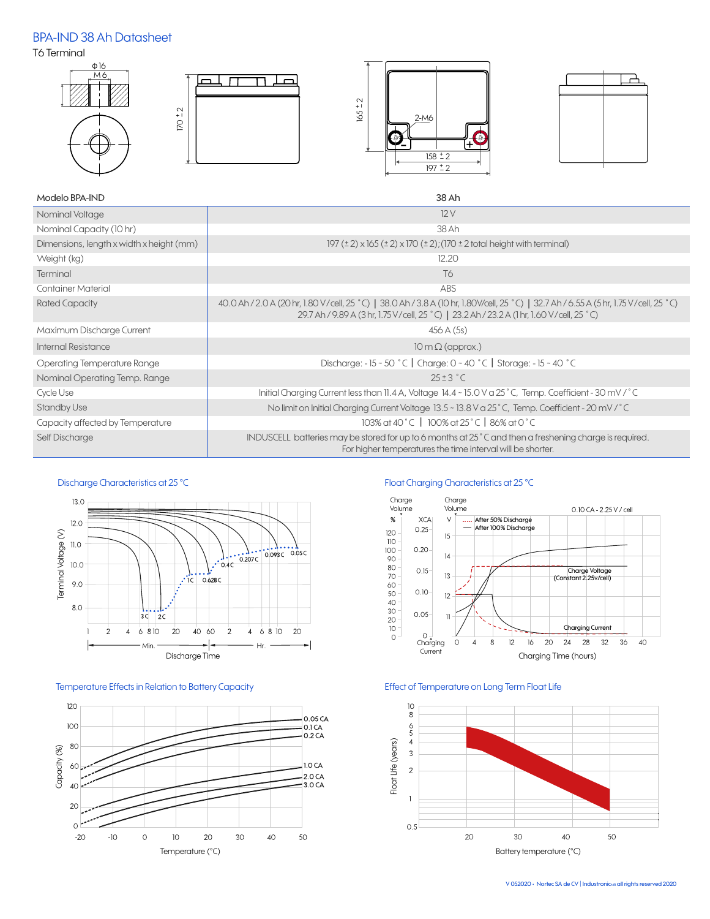# BPA-IND 38 Ah Datasheet

T6 Terminal

Φ16
M6
170 ± 2
165 ± 2
2-M6
158 ± 2
197 ± 2

| Modelo BPA-IND | 38 Ah |
|---|---|
| Nominal Voltage | 12 V |
| Nominal Capacity (10 hr) | 38 Ah |
| Dimensions, length x width x height (mm) | 197 (± 2) x 165 (± 2) x 170 (± 2); (170 ± 2 total height with terminal) |
| Weight (kg) | 12.20 |
| Terminal | T6 |
| Container Material | ABS |
| Rated Capacity | 40.0 Ah / 2.0 A (20 hr, 1.80 V/cell, 25 °C) \| 38.0 Ah / 3.8 A (10 hr, 1.80V/cell, 25 °C) \| 32.7 Ah / 6.55 A (5 hr, 1.75 V/cell, 25 °C) 29.7 Ah / 9.89 A (3 hr, 1.75 V/cell, 25 °C) \| 23.2 Ah / 23.2 A (1 hr, 1.60 V/cell, 25 °C) |
| Maximum Discharge Current | 456 A (5s) |
| Internal Resistance | 10 m Ω (approx.) |
| Operating Temperature Range | Discharge: - 15 ~ 50 °C \| Charge: 0 ~ 40 °C \| Storage: - 15 ~ 40 °C |
| Nominal Operating Temp. Range | 25 ± 3 °C |
| Cycle Use | Initial Charging Current less than 11.4 A, Voltage 14.4 - 15.0 V a 25 °C, Temp. Coefficient - 30 mV / °C |
| Standby Use | No limit on Initial Charging Current Voltage 13.5 - 13.8 V a 25 °C, Temp. Coefficient - 20 mV / °C |
| Capacity affected by Temperature | 103% at 40 °C \| 100% at 25 °C \| 86% at 0 °C |
| Self Discharge | INDUSCELL batteries may be stored for up to 6 months at 25 °C and then a freshening charge is required. For higher temperatures the time interval will be shorter. |

## Discharge Characteristics at 25 °C

Terminal Voltage (V)
13.0, 12.0, 11.0, 10.0, 9.0, 8.0
3C, 2C, 1C, 0.628C, 0.4C, 0.207C, 0.093C, 0.05C
1 2 4 6 8 10 20 40 60 2 4 6 8 10 20
Min. Hr.
Discharge Time

## Float Charging Characteristics at 25 °C

Charge Volume %
Charge Volume XCA
Charge Volume V
0.10 CA - 2.25 V / cell
..... After 50% Discharge
— After 100% Discharge
Charge Voltage (Constant 2.25v/cell)
Charging Current
Charging Current
Charging Time (hours)
120, 110, 100, 90, 80, 70, 60, 50, 40, 30, 20, 10, 0
0.25, 0.20, 0.15, 0.10, 0.05, 0
15, 14, 13, 12, 11
0 4 8 12 16 20 24 28 32 36 40

## Temperature Effects in Relation to Battery Capacity

Capacity (%)
120, 100, 80, 60, 40, 20, 0
0.05 CA, 0.1 CA, 0.2 CA, 1.0 CA, 2.0 CA, 3.0 CA
-20 -10 0 10 20 30 40 50
Temperature (°C)

## Effect of Temperature on Long Term Float Life

Float Life (years)
10, 8, 6, 5, 4, 3, 2, 1, 0.5
20 30 40 50
Battery temperature (°C)

V 052020 • Nortec SA de CV | Industronic® all rights reserved 2020